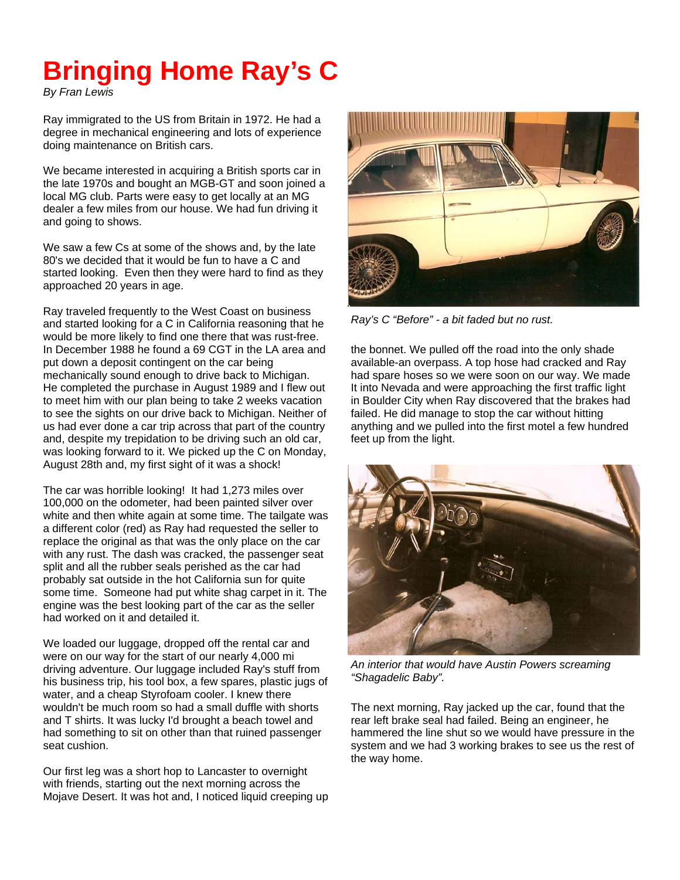# Bringing Home Ray's C

*By Fran Lewis*

Ray immigrated to the US from Britain in 1972. He had a degree in mechanical engineering and lots of experience doing maintenance on British cars.

We became interested in acquiring a British sports car in the late 1970s and bought an MGB-GT and soon joined a local MG club. Parts were easy to get locally at an MG dealer a few miles from our house. We had fun driving it and going to shows.

We saw a few Cs at some of the shows and, by the late 80's we decided that it would be fun to have a C and started looking. Even then they were hard to find as they approached 20 years in age.

Ray traveled frequently to the West Coast on business and started looking for a C in California reasoning that he would be more likely to find one there that was rust-free. In December 1988 he found a 69 CGT in the LA area and put down a deposit contingent on the car being mechanically sound enough to drive back to Michigan. He completed the purchase in August 1989 and I flew out to meet him with our plan being to take 2 weeks vacation to see the sights on our drive back to Michigan. Neither of us had ever done a car trip across that part of the country and, despite my trepidation to be driving such an old car, was looking forward to it. We picked up the C on Monday, August 28th and, my first sight of it was a shock!

The car was horrible looking! It had 1,273 miles over 100,000 on the odometer, had been painted silver over white and then white again at some time. The tailgate was a different color (red) as Ray had requested the seller to replace the original as that was the only place on the car with any rust. The dash was cracked, the passenger seat split and all the rubber seals perished as the car had probably sat outside in the hot California sun for quite some time. Someone had put white shag carpet in it. The engine was the best looking part of the car as the seller had worked on it and detailed it.

We loaded our luggage, dropped off the rental car and were on our way for the start of our nearly 4,000 mi driving adventure. Our luggage included Ray's stuff from his business trip, his tool box, a few spares, plastic jugs of water, and a cheap Styrofoam cooler. I knew there wouldn't be much room so had a small duffle with shorts and T shirts. It was lucky I'd brought a beach towel and had something to sit on other than that ruined passenger seat cushion.

Our first leg was a short hop to Lancaster to overnight with friends, starting out the next morning across the Mojave Desert. It was hot and, I noticed liquid creeping up the bonnet. We pulled off the road into the only shade available-an overpass. A top hose had cracked and Ray had spare hoses so we were soon on our way. We made It into Nevada and were approaching the first traffic light in Boulder City when Ray discovered that the brakes had failed. He did manage to stop the car without hitting anything and we pulled into the first motel a few hundred feet up from the light.

*Ray's C "Before" - a bit faded but no rust.*

*An interior that would have Austin Powers screaming "Shagadelic Baby".*

The next morning, Ray jacked up the car, found that the rear left brake seal had failed. Being an engineer, he hammered the line shut so we would have pressure in the system and we had 3 working brakes to see us the rest of the way home.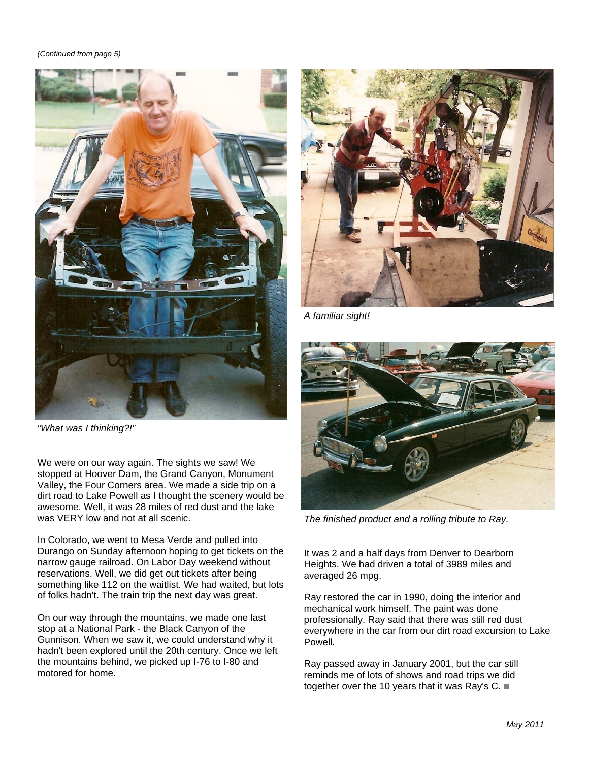*(Continued from page 5)*

*"What was I thinking?!"*

*A familiar sight!*

*The finished product and a rolling tribute to Ray.*

We were on our way again. The sights we saw! We stopped at Hoover Dam, the Grand Canyon, Monument Valley, the Four Corners area. We made a side trip on a dirt road to Lake Powell as I thought the scenery would be awesome. Well, it was 28 miles of red dust and the lake was VERY low and not at all scenic.

In Colorado, we went to Mesa Verde and pulled into Durango on Sunday afternoon hoping to get tickets on the narrow gauge railroad. On Labor Day weekend without reservations. Well, we did get out tickets after being something like 112 on the waitlist. We had waited, but lots of folks hadn't. The train trip the next day was great.

On our way through the mountains, we made one last stop at a National Park - the Black Canyon of the Gunnison. When we saw it, we could understand why it hadn't been explored until the 20th century. Once we left the mountains behind, we picked up I-76 to I-80 and motored for home.

It was 2 and a half days from Denver to Dearborn Heights. We had driven a total of 3989 miles and averaged 26 mpg.

Ray restored the car in 1990, doing the interior and mechanical work himself. The paint was done professionally. Ray said that there was still red dust everywhere in the car from our dirt road excursion to Lake Powell.

Ray passed away in January 2001, but the car still reminds me of lots of shows and road trips we did together over the 10 years that it was Ray's C. ■